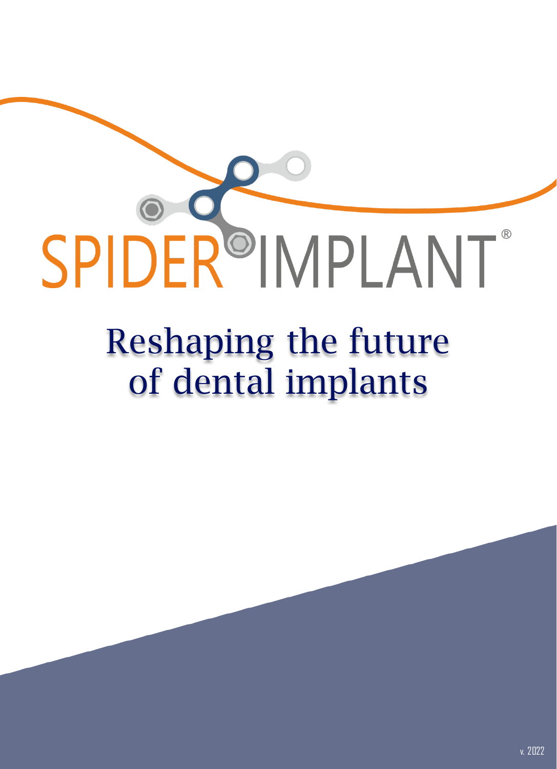# SPIDER IMPLANT®

## Reshaping the future of dental implants

v. 2022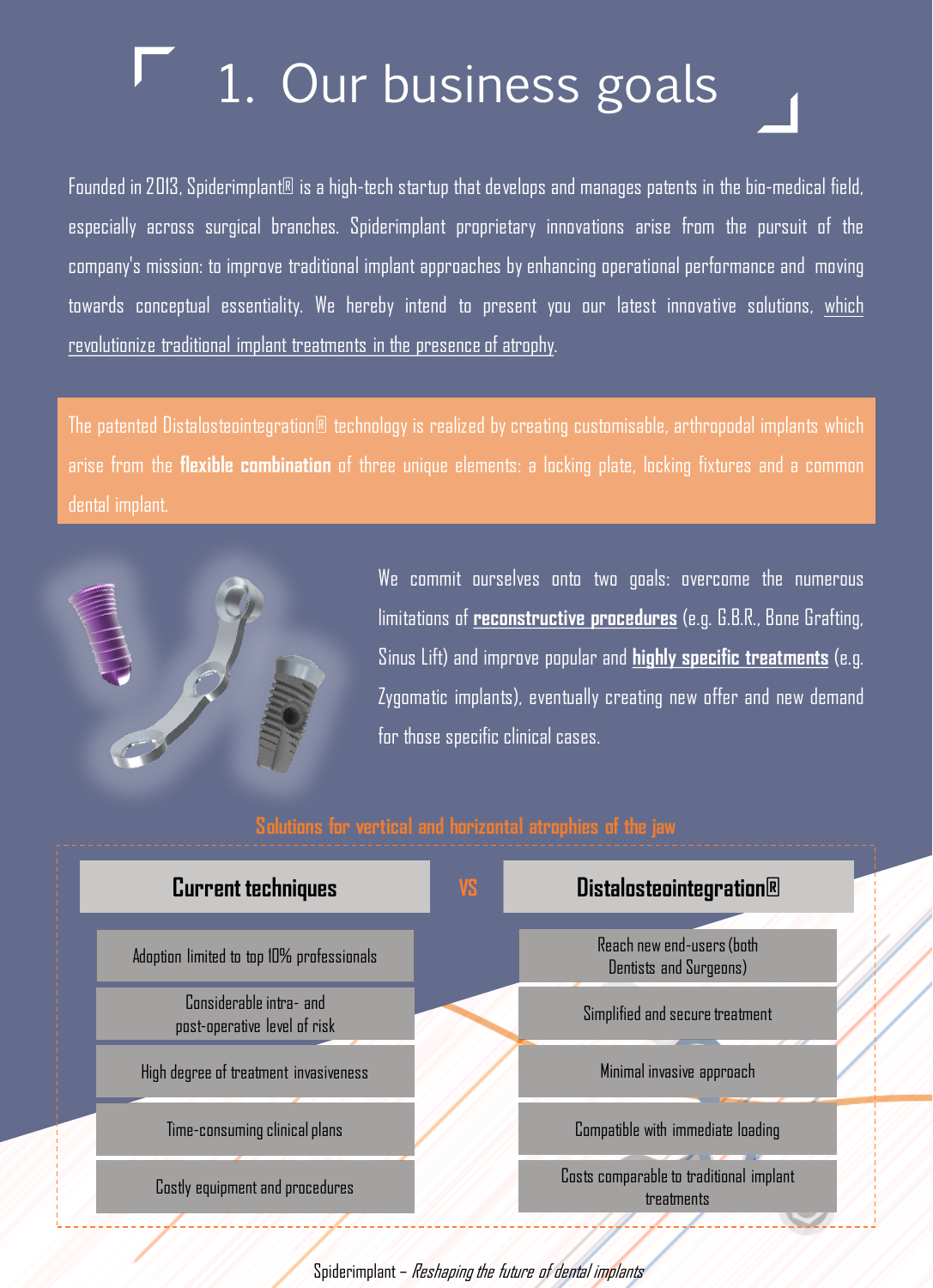# 1. Our business goals

Founded in 2013, Spiderimplant® is a high-tech startup that develops and manages patents in the bio-medical field, especially across surgical branches. Spiderimplant proprietary innovations arise from the pursuit of the company's mission: to improve traditional implant approaches by enhancing operational performance and moving towards conceptual essentiality. We hereby intend to present you our latest innovative solutions, which revolutionize traditional implant treatments in the presence of atrophy.

The patented Distalosteointegration® technology is realized by creating customisable, arthropodal implants which arise from the **flexible combination** of three unique elements: a locking plate, locking fixtures and a common dental implant.

We commit ourselves onto two goals: overcome the numerous limitations of **reconstructive procedures** (e.g. G.B.R., Bone Grafting, Sinus Lift) and improve popular and **highly specific treatments** (e.g. Zygomatic implants), eventually creating new offer and new demand for those specific clinical cases.

**Solutions for vertical and horizontal atrophies of the jaw**

| Current techniques | VS | Distalosteointegration® |
|---|---|---|
| Adoption limited to top 10% professionals | | Reach new end-users (both Dentists and Surgeons) |
| Considerable intra- and post-operative level of risk | | Simplified and secure treatment |
| High degree of treatment invasiveness | | Minimal invasive approach |
| Time-consuming clinical plans | | Compatible with immediate loading |
| Costly equipment and procedures | | Costs comparable to traditional implant treatments |

Spiderimplant – *Reshaping the future of dental implants*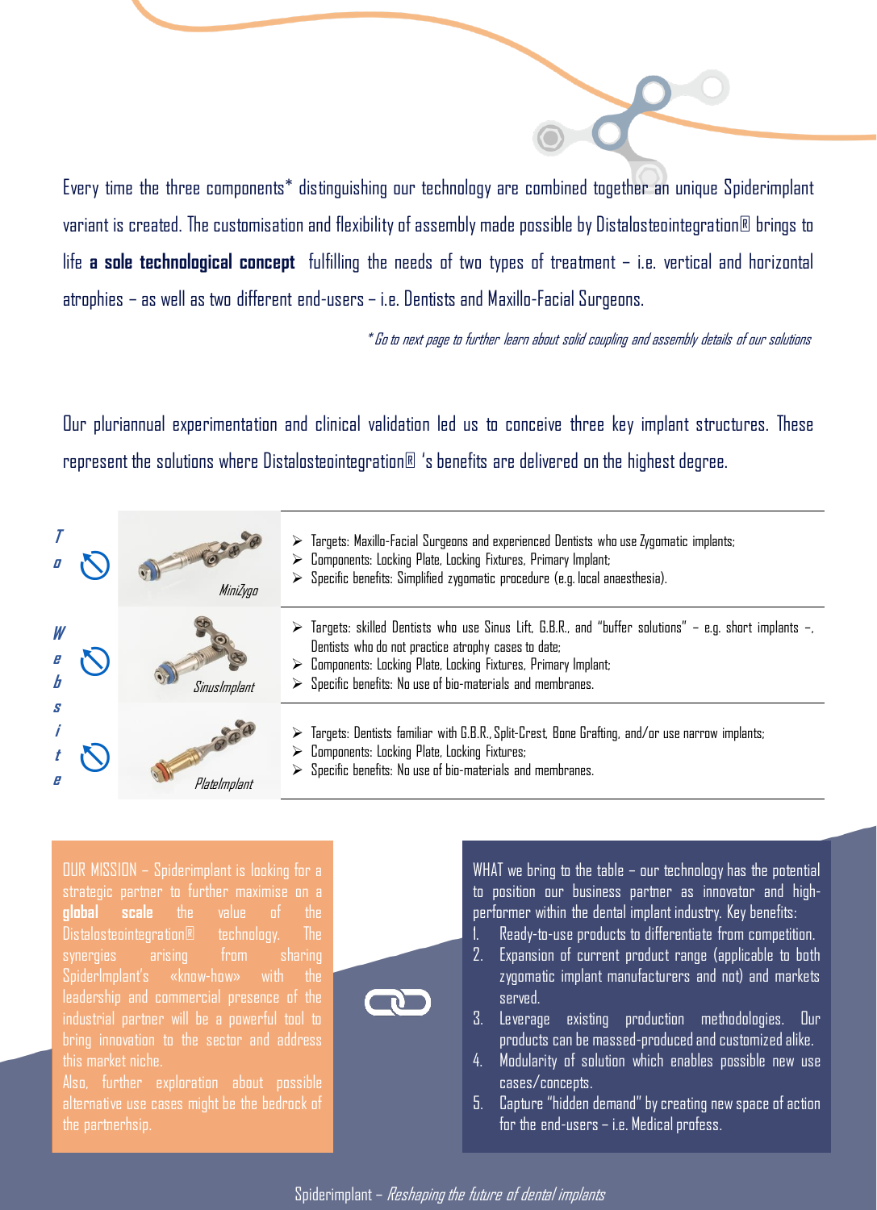Every time the three components* distinguishing our technology are combined together an unique Spiderimplant variant is created. The customisation and flexibility of assembly made possible by Distalosteointegration® brings to life **a sole technological concept** fulfilling the needs of two types of treatment – i.e. vertical and horizontal atrophies – as well as two different end-users – i.e. Dentists and Maxillo-Facial Surgeons.

*\* Go to next page to further learn about solid coupling and assembly details of our solutions*

Our pluriannual experimentation and clinical validation led us to conceive three key implant structures. These represent the solutions where Distalosteointegration® 's benefits are delivered on the highest degree.

*To Website*

| Implant | Details |
|---|---|
| *MiniZygo* | ➢ Targets: Maxillo-Facial Surgeons and experienced Dentists who use Zygomatic implants;<br>➢ Components: Locking Plate, Locking Fixtures, Primary Implant;<br>➢ Specific benefits: Simplified zygomatic procedure (e.g. local anaesthesia). |
| *SinusImplant* | ➢ Targets: skilled Dentists who use Sinus Lift, G.B.R., and "buffer solutions" – e.g. short implants –, Dentists who do not practice atrophy cases to date;<br>➢ Components: Locking Plate, Locking Fixtures, Primary Implant;<br>➢ Specific benefits: No use of bio-materials and membranes. |
| *PlateImplant* | ➢ Targets: Dentists familiar with G.B.R., Split-Crest, Bone Grafting, and/or use narrow implants;<br>➢ Components: Locking Plate, Locking Fixtures;<br>➢ Specific benefits: No use of bio-materials and membranes. |

OUR MISSION – Spiderimplant is looking for a strategic partner to further maximise on a **global scale** the value of the Distalosteointegration® technology. The synergies arising from sharing SpiderImplant's «know-how» with the leadership and commercial presence of the industrial partner will be a powerful tool to bring innovation to the sector and address this market niche.
Also, further exploration about possible alternative use cases might be the bedrock of the partnerhsip.

WHAT we bring to the table – our technology has the potential to position our business partner as innovator and high-performer within the dental implant industry. Key benefits:

1. Ready-to-use products to differentiate from competition.
2. Expansion of current product range (applicable to both zygomatic implant manufacturers and not) and markets served.
3. Leverage existing production methodologies. Our products can be massed-produced and customized alike.
4. Modularity of solution which enables possible new use cases/concepts.
5. Capture "hidden demand" by creating new space of action for the end-users – i.e. Medical profess.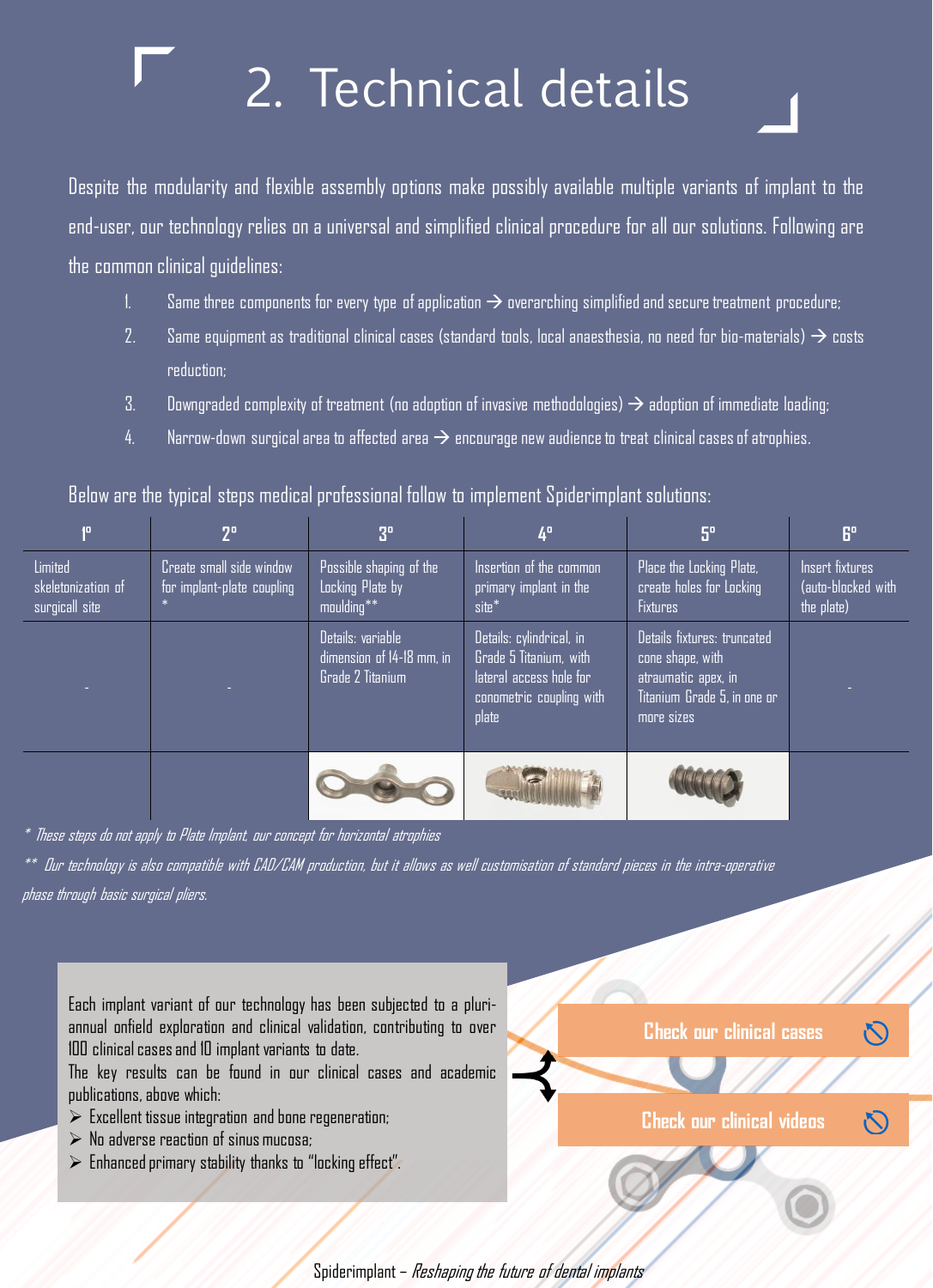# 2. Technical details

Despite the modularity and flexible assembly options make possibly available multiple variants of implant to the end-user, our technology relies on a universal and simplified clinical procedure for all our solutions. Following are the common clinical guidelines:

1. Same three components for every type of application → overarching simplified and secure treatment procedure;
2. Same equipment as traditional clinical cases (standard tools, local anaesthesia, no need for bio-materials) → costs reduction;
3. Downgraded complexity of treatment (no adoption of invasive methodologies) → adoption of immediate loading;
4. Narrow-down surgical area to affected area → encourage new audience to treat clinical cases of atrophies.

Below are the typical steps medical professional follow to implement Spiderimplant solutions:

| 1° | 2° | 3° | 4° | 5° | 6° |
|---|---|---|---|---|---|
| Limited skeletonization of surgicall site | Create small side window for implant-plate coupling * | Possible shaping of the Locking Plate by moulding** | Insertion of the common primary implant in the site* | Place the Locking Plate, create holes for Locking Fixtures | Insert fixtures (auto-blocked with the plate) |
| - | - | Details: variable dimension of 14-18 mm, in Grade 2 Titanium | Details: cylindrical, in Grade 5 Titanium, with lateral access hole for conometric coupling with plate | Details fixtures: truncated cone shape, with atraumatic apex, in Titanium Grade 5, in one or more sizes | - |
| | | | | | |

*\* These steps do not apply to Plate Implant, our concept for horizontal atrophies*

*\*\* Our technology is also compatible with CAD/CAM production, but it allows as well customisation of standard pieces in the intra-operative phase through basic surgical pliers.*

Each implant variant of our technology has been subjected to a pluri-annual onfield exploration and clinical validation, contributing to over 100 clinical cases and 10 implant variants to date.
The key results can be found in our clinical cases and academic publications, above which:

- Excellent tissue integration and bone regeneration;
- No adverse reaction of sinus mucosa;
- Enhanced primary stability thanks to "locking effect".

**Check our clinical cases**

**Check our clinical videos**

Spiderimplant – *Reshaping the future of dental implants*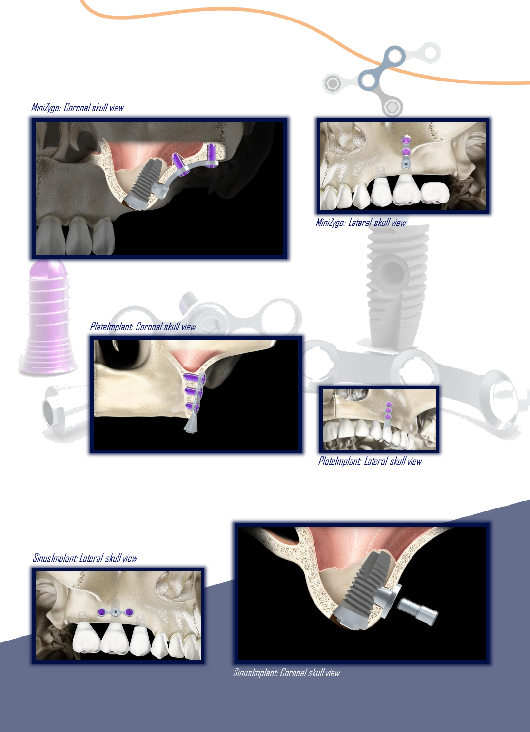*MiniZygo: Coronal skull view*

*MiniZygo: Lateral skull view*

*PlateImplant: Coronal skull view*

*PlateImplant: Lateral skull view*

*SinusImplant: Lateral skull view*

*SinusImplant: Coronal skull view*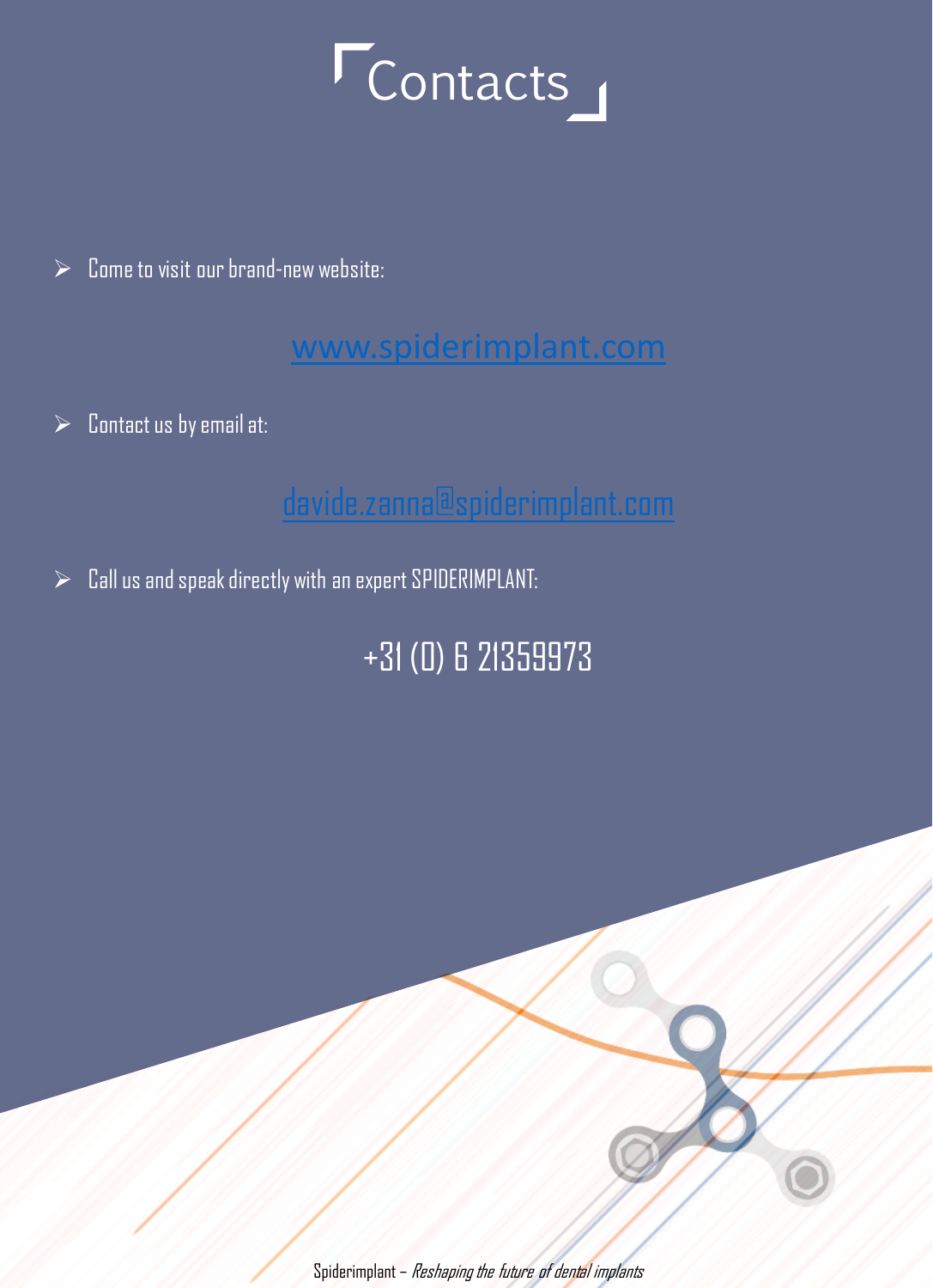# Contacts

- Come to visit our brand-new website:

www.spiderimplant.com

- Contact us by email at:

davide.zanna@spiderimplant.com

- Call us and speak directly with an expert SPIDERIMPLANT:

+31 (0) 6 21359973

Spiderimplant – *Reshaping the future of dental implants*